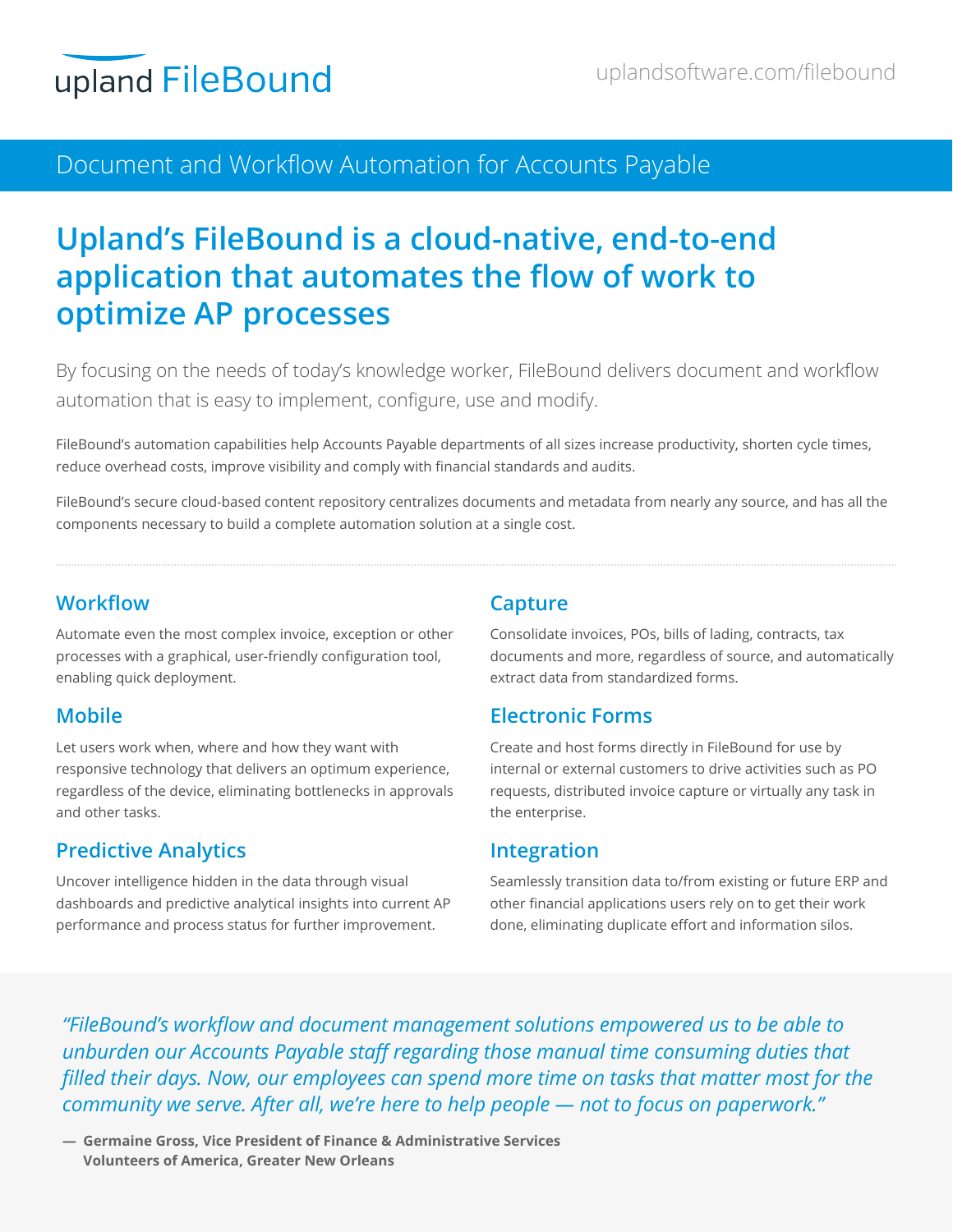upland FileBound

uplandsoftware.com/filebound

## Document and Workflow Automation for Accounts Payable

# Upland's FileBound is a cloud-native, end-to-end application that automates the flow of work to optimize AP processes

By focusing on the needs of today's knowledge worker, FileBound delivers document and workflow automation that is easy to implement, configure, use and modify.

FileBound's automation capabilities help Accounts Payable departments of all sizes increase productivity, shorten cycle times, reduce overhead costs, improve visibility and comply with financial standards and audits.

FileBound's secure cloud-based content repository centralizes documents and metadata from nearly any source, and has all the components necessary to build a complete automation solution at a single cost.

### Workflow

Automate even the most complex invoice, exception or other processes with a graphical, user-friendly configuration tool, enabling quick deployment.

### Mobile

Let users work when, where and how they want with responsive technology that delivers an optimum experience, regardless of the device, eliminating bottlenecks in approvals and other tasks.

### Predictive Analytics

Uncover intelligence hidden in the data through visual dashboards and predictive analytical insights into current AP performance and process status for further improvement.

### Capture

Consolidate invoices, POs, bills of lading, contracts, tax documents and more, regardless of source, and automatically extract data from standardized forms.

### Electronic Forms

Create and host forms directly in FileBound for use by internal or external customers to drive activities such as PO requests, distributed invoice capture or virtually any task in the enterprise.

### Integration

Seamlessly transition data to/from existing or future ERP and other financial applications users rely on to get their work done, eliminating duplicate effort and information silos.

*"FileBound's workflow and document management solutions empowered us to be able to unburden our Accounts Payable staff regarding those manual time consuming duties that filled their days. Now, our employees can spend more time on tasks that matter most for the community we serve. After all, we're here to help people — not to focus on paperwork."*

— **Germaine Gross, Vice President of Finance & Administrative Services**
**Volunteers of America, Greater New Orleans**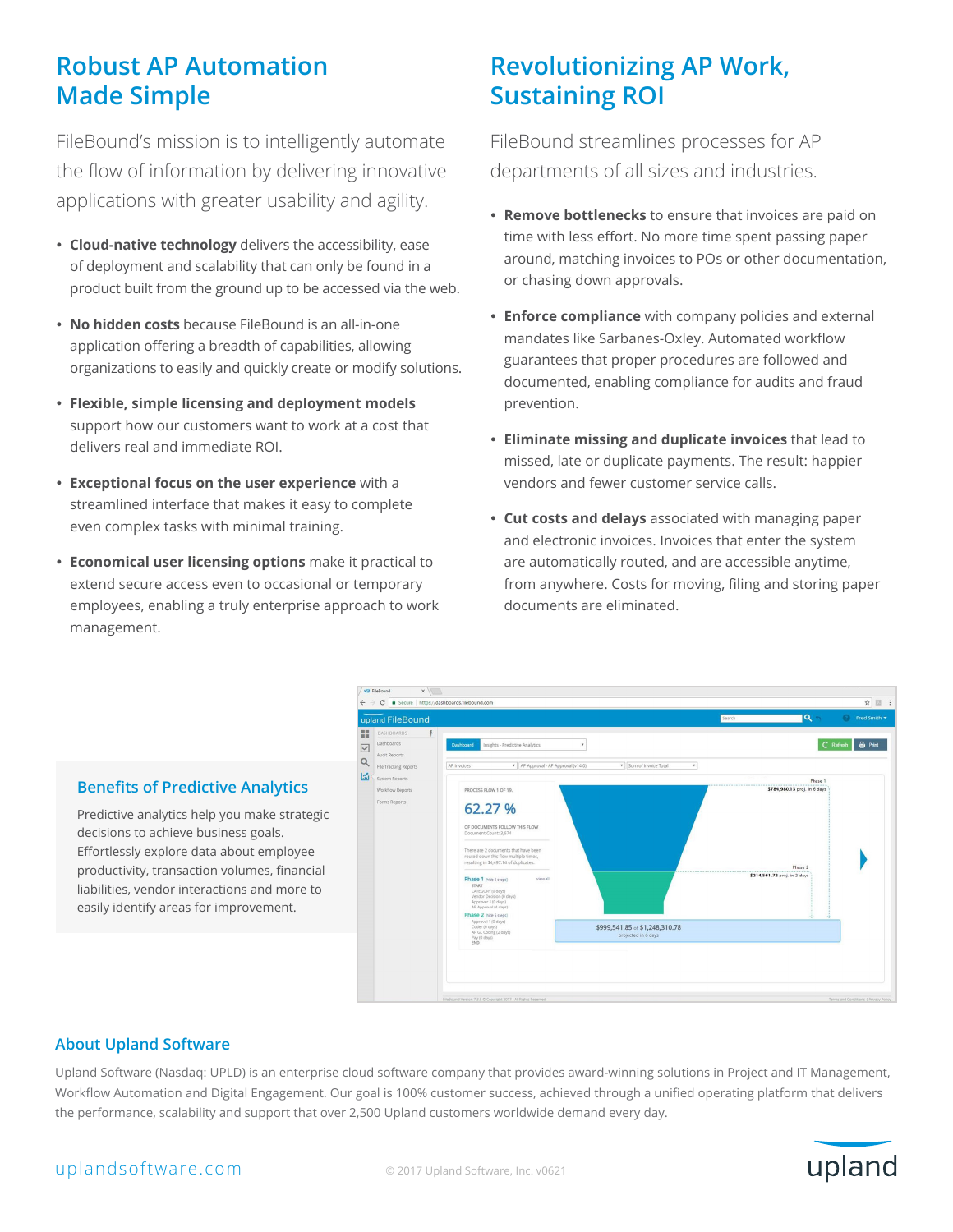## Robust AP Automation Made Simple

FileBound's mission is to intelligently automate the flow of information by delivering innovative applications with greater usability and agility.

- **Cloud-native technology** delivers the accessibility, ease of deployment and scalability that can only be found in a product built from the ground up to be accessed via the web.
- **No hidden costs** because FileBound is an all-in-one application offering a breadth of capabilities, allowing organizations to easily and quickly create or modify solutions.
- **Flexible, simple licensing and deployment models** support how our customers want to work at a cost that delivers real and immediate ROI.
- **Exceptional focus on the user experience** with a streamlined interface that makes it easy to complete even complex tasks with minimal training.
- **Economical user licensing options** make it practical to extend secure access even to occasional or temporary employees, enabling a truly enterprise approach to work management.

## Revolutionizing AP Work, Sustaining ROI

FileBound streamlines processes for AP departments of all sizes and industries.

- **Remove bottlenecks** to ensure that invoices are paid on time with less effort. No more time spent passing paper around, matching invoices to POs or other documentation, or chasing down approvals.
- **Enforce compliance** with company policies and external mandates like Sarbanes-Oxley. Automated workflow guarantees that proper procedures are followed and documented, enabling compliance for audits and fraud prevention.
- **Eliminate missing and duplicate invoices** that lead to missed, late or duplicate payments. The result: happier vendors and fewer customer service calls.
- **Cut costs and delays** associated with managing paper and electronic invoices. Invoices that enter the system are automatically routed, and are accessible anytime, from anywhere. Costs for moving, filing and storing paper documents are eliminated.

### Benefits of Predictive Analytics

Predictive analytics help you make strategic decisions to achieve business goals. Effortlessly explore data about employee productivity, transaction volumes, financial liabilities, vendor interactions and more to easily identify areas for improvement.

### About Upland Software

Upland Software (Nasdaq: UPLD) is an enterprise cloud software company that provides award-winning solutions in Project and IT Management, Workflow Automation and Digital Engagement. Our goal is 100% customer success, achieved through a unified operating platform that delivers the performance, scalability and support that over 2,500 Upland customers worldwide demand every day.

uplandsoftware.com

© 2017 Upland Software, Inc. v0621